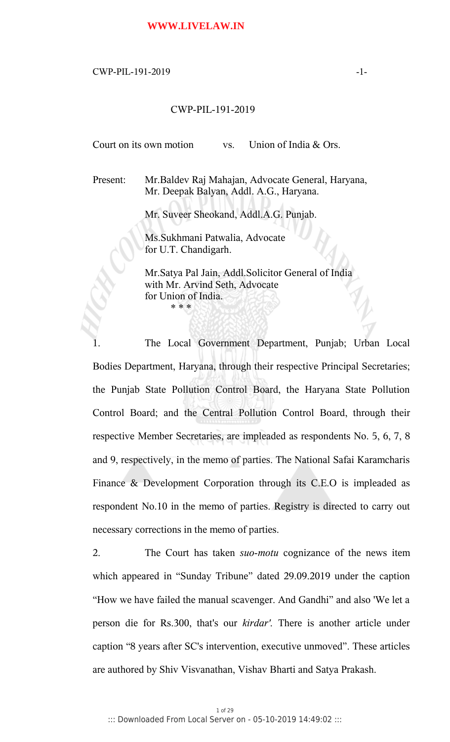CWP-PIL-191-2019

Court on its own motion vs. Union of India & Ors.

Present: Mr.Baldev Raj Mahajan, Advocate General, Haryana,
Mr. Deepak Balyan, Addl. A.G., Haryana.

Mr. Suveer Sheokand, Addl.A.G. Punjab.

Ms.Sukhmani Patwalia, Advocate
for U.T. Chandigarh.

Mr.Satya Pal Jain, Addl.Solicitor General of India
with Mr. Arvind Seth, Advocate
for Union of India.

\* \* \*

1. The Local Government Department, Punjab; Urban Local Bodies Department, Haryana, through their respective Principal Secretaries; the Punjab State Pollution Control Board, the Haryana State Pollution Control Board; and the Central Pollution Control Board, through their respective Member Secretaries, are impleaded as respondents No. 5, 6, 7, 8 and 9, respectively, in the memo of parties. The National Safai Karamcharis Finance & Development Corporation through its C.E.O is impleaded as respondent No.10 in the memo of parties. Registry is directed to carry out necessary corrections in the memo of parties.

2. The Court has taken *suo-motu* cognizance of the news item which appeared in "Sunday Tribune" dated 29.09.2019 under the caption "How we have failed the manual scavenger. And Gandhi" and also 'We let a person die for Rs.300, that's our *kirdar'.* There is another article under caption "8 years after SC's intervention, executive unmoved". These articles are authored by Shiv Visvanathan, Vishav Bharti and Satya Prakash.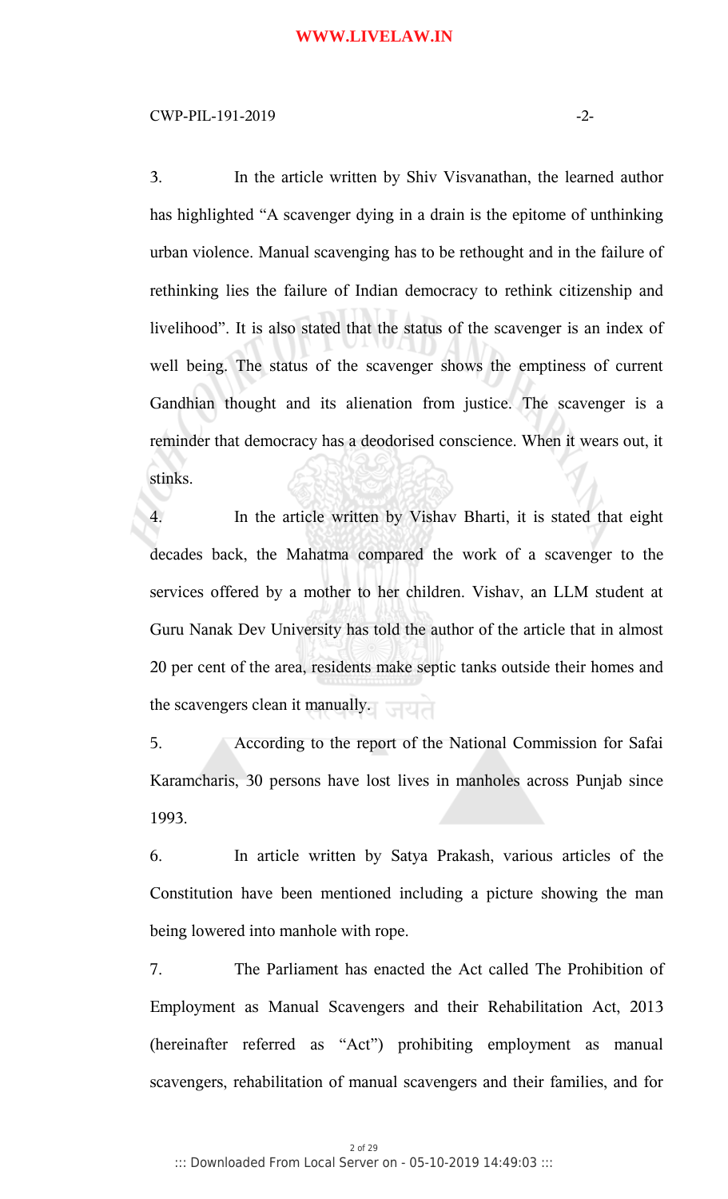3. In the article written by Shiv Visvanathan, the learned author has highlighted "A scavenger dying in a drain is the epitome of unthinking urban violence. Manual scavenging has to be rethought and in the failure of rethinking lies the failure of Indian democracy to rethink citizenship and livelihood". It is also stated that the status of the scavenger is an index of well being. The status of the scavenger shows the emptiness of current Gandhian thought and its alienation from justice. The scavenger is a reminder that democracy has a deodorised conscience. When it wears out, it stinks.

4. In the article written by Vishav Bharti, it is stated that eight decades back, the Mahatma compared the work of a scavenger to the services offered by a mother to her children. Vishav, an LLM student at Guru Nanak Dev University has told the author of the article that in almost 20 per cent of the area, residents make septic tanks outside their homes and the scavengers clean it manually.

5. According to the report of the National Commission for Safai Karamcharis, 30 persons have lost lives in manholes across Punjab since 1993.

6. In article written by Satya Prakash, various articles of the Constitution have been mentioned including a picture showing the man being lowered into manhole with rope.

7. The Parliament has enacted the Act called The Prohibition of Employment as Manual Scavengers and their Rehabilitation Act, 2013 (hereinafter referred as "Act") prohibiting employment as manual scavengers, rehabilitation of manual scavengers and their families, and for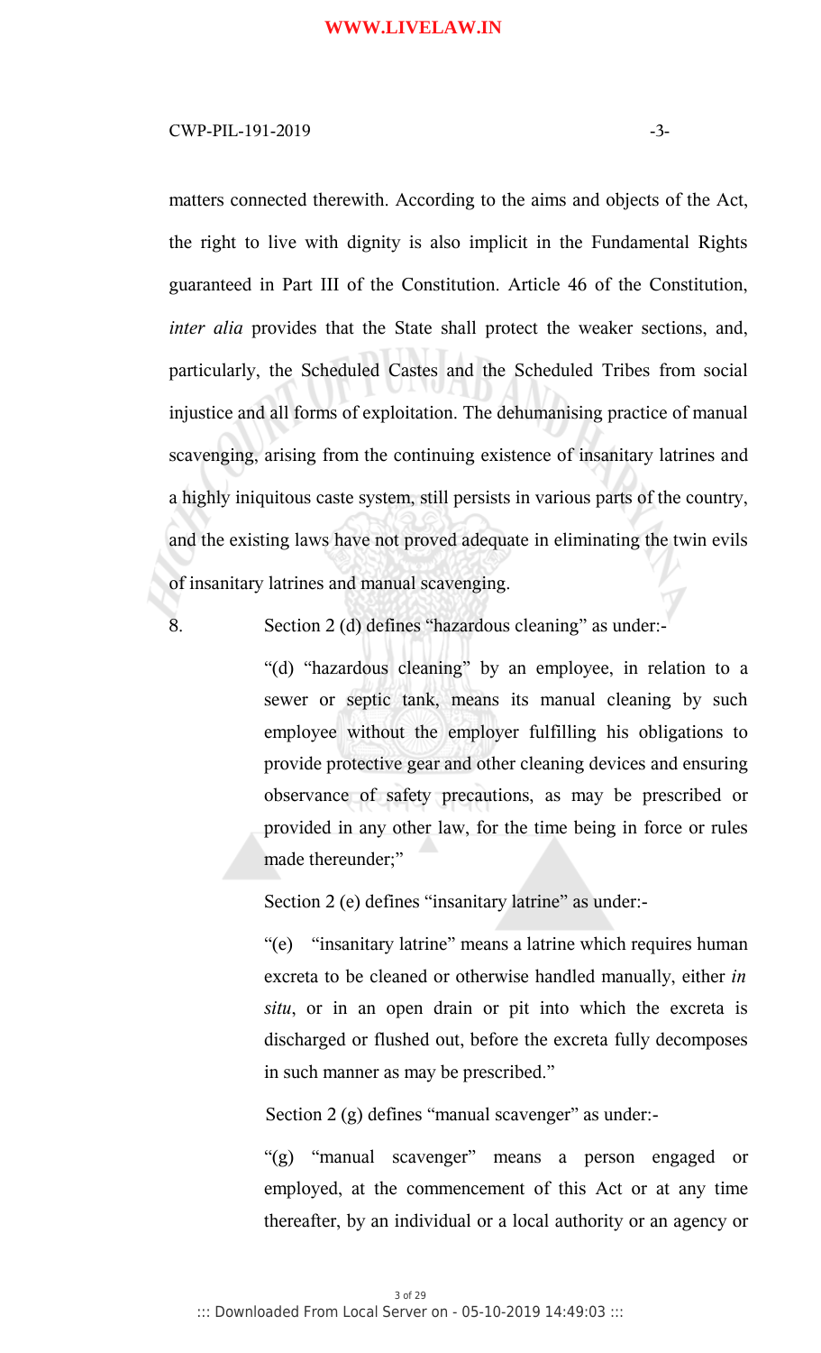matters connected therewith. According to the aims and objects of the Act, the right to live with dignity is also implicit in the Fundamental Rights guaranteed in Part III of the Constitution. Article 46 of the Constitution, *inter alia* provides that the State shall protect the weaker sections, and, particularly, the Scheduled Castes and the Scheduled Tribes from social injustice and all forms of exploitation. The dehumanising practice of manual scavenging, arising from the continuing existence of insanitary latrines and a highly iniquitous caste system, still persists in various parts of the country, and the existing laws have not proved adequate in eliminating the twin evils of insanitary latrines and manual scavenging.

8. Section 2 (d) defines "hazardous cleaning" as under:-

> "(d) "hazardous cleaning" by an employee, in relation to a sewer or septic tank, means its manual cleaning by such employee without the employer fulfilling his obligations to provide protective gear and other cleaning devices and ensuring observance of safety precautions, as may be prescribed or provided in any other law, for the time being in force or rules made thereunder;"

Section 2 (e) defines "insanitary latrine" as under:-

> "(e) "insanitary latrine" means a latrine which requires human excreta to be cleaned or otherwise handled manually, either *in situ*, or in an open drain or pit into which the excreta is discharged or flushed out, before the excreta fully decomposes in such manner as may be prescribed."

Section 2 (g) defines "manual scavenger" as under:-

> "(g) "manual scavenger" means a person engaged or employed, at the commencement of this Act or at any time thereafter, by an individual or a local authority or an agency or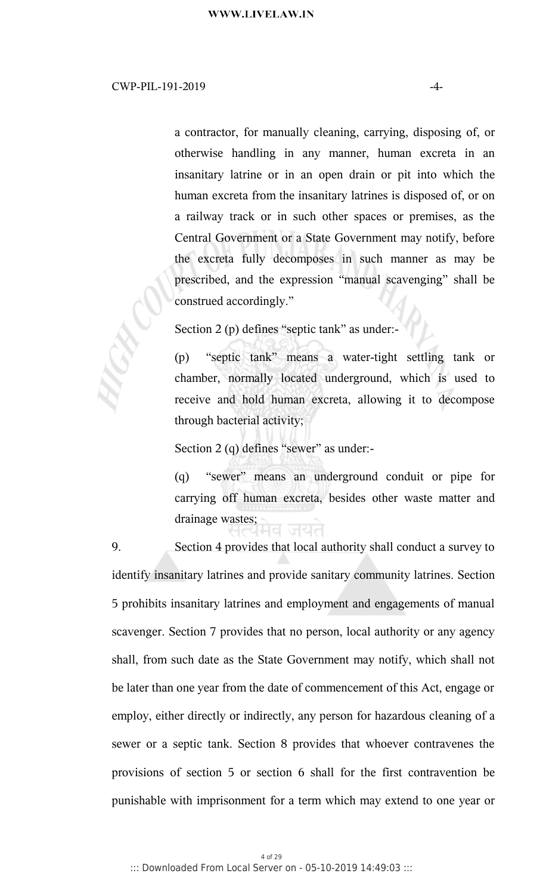> a contractor, for manually cleaning, carrying, disposing of, or otherwise handling in any manner, human excreta in an insanitary latrine or in an open drain or pit into which the human excreta from the insanitary latrines is disposed of, or on a railway track or in such other spaces or premises, as the Central Government or a State Government may notify, before the excreta fully decomposes in such manner as may be prescribed, and the expression "manual scavenging" shall be construed accordingly."
>
> Section 2 (p) defines "septic tank" as under:-
>
> (p) "septic tank" means a water-tight settling tank or chamber, normally located underground, which is used to receive and hold human excreta, allowing it to decompose through bacterial activity;
>
> Section 2 (q) defines "sewer" as under:-
>
> (q) "sewer" means an underground conduit or pipe for carrying off human excreta, besides other waste matter and drainage wastes;

9. Section 4 provides that local authority shall conduct a survey to identify insanitary latrines and provide sanitary community latrines. Section 5 prohibits insanitary latrines and employment and engagements of manual scavenger. Section 7 provides that no person, local authority or any agency shall, from such date as the State Government may notify, which shall not be later than one year from the date of commencement of this Act, engage or employ, either directly or indirectly, any person for hazardous cleaning of a sewer or a septic tank. Section 8 provides that whoever contravenes the provisions of section 5 or section 6 shall for the first contravention be punishable with imprisonment for a term which may extend to one year or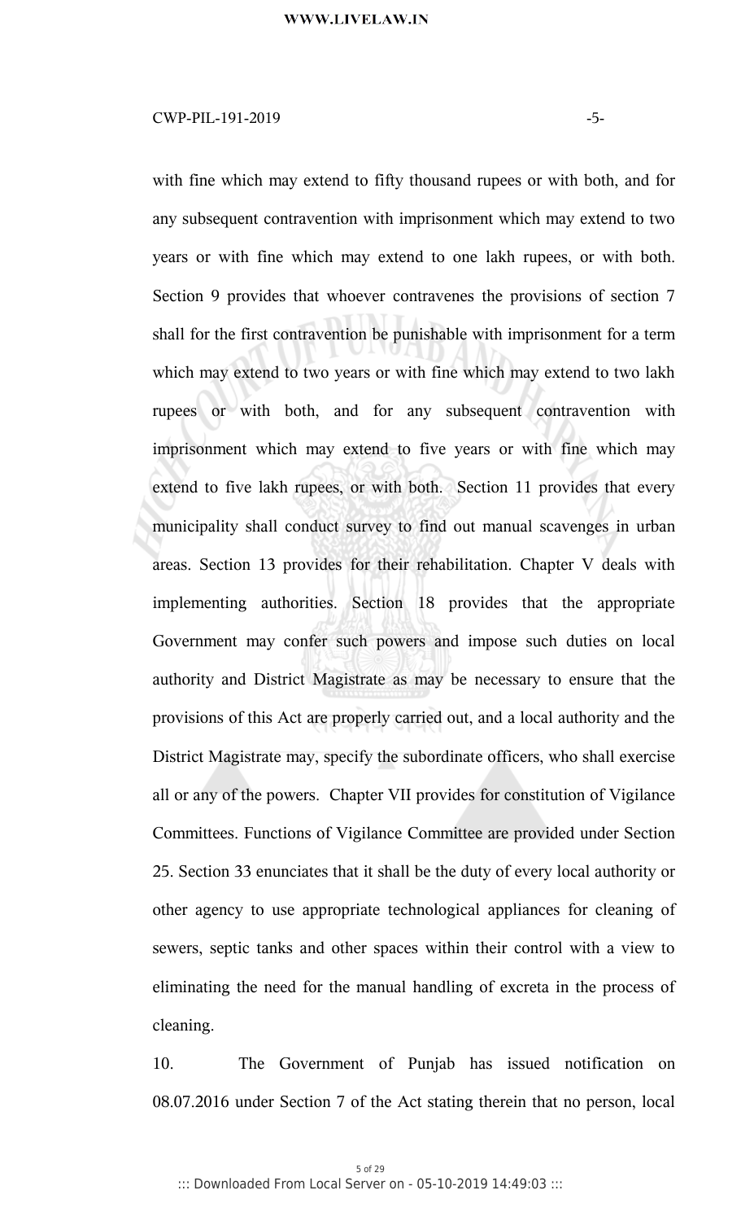with fine which may extend to fifty thousand rupees or with both, and for any subsequent contravention with imprisonment which may extend to two years or with fine which may extend to one lakh rupees, or with both. Section 9 provides that whoever contravenes the provisions of section 7 shall for the first contravention be punishable with imprisonment for a term which may extend to two years or with fine which may extend to two lakh rupees or with both, and for any subsequent contravention with imprisonment which may extend to five years or with fine which may extend to five lakh rupees, or with both. Section 11 provides that every municipality shall conduct survey to find out manual scavenges in urban areas. Section 13 provides for their rehabilitation. Chapter V deals with implementing authorities. Section 18 provides that the appropriate Government may confer such powers and impose such duties on local authority and District Magistrate as may be necessary to ensure that the provisions of this Act are properly carried out, and a local authority and the District Magistrate may, specify the subordinate officers, who shall exercise all or any of the powers. Chapter VII provides for constitution of Vigilance Committees. Functions of Vigilance Committee are provided under Section 25. Section 33 enunciates that it shall be the duty of every local authority or other agency to use appropriate technological appliances for cleaning of sewers, septic tanks and other spaces within their control with a view to eliminating the need for the manual handling of excreta in the process of cleaning.

10. The Government of Punjab has issued notification on 08.07.2016 under Section 7 of the Act stating therein that no person, local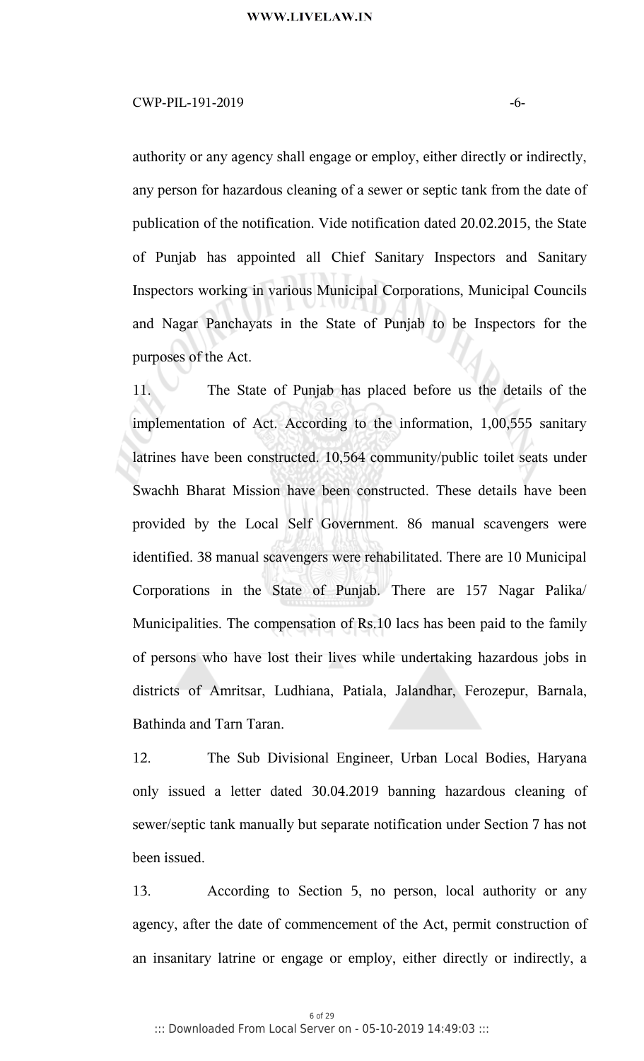authority or any agency shall engage or employ, either directly or indirectly, any person for hazardous cleaning of a sewer or septic tank from the date of publication of the notification. Vide notification dated 20.02.2015, the State of Punjab has appointed all Chief Sanitary Inspectors and Sanitary Inspectors working in various Municipal Corporations, Municipal Councils and Nagar Panchayats in the State of Punjab to be Inspectors for the purposes of the Act.

11. The State of Punjab has placed before us the details of the implementation of Act. According to the information, 1,00,555 sanitary latrines have been constructed. 10,564 community/public toilet seats under Swachh Bharat Mission have been constructed. These details have been provided by the Local Self Government. 86 manual scavengers were identified. 38 manual scavengers were rehabilitated. There are 10 Municipal Corporations in the State of Punjab. There are 157 Nagar Palika/ Municipalities. The compensation of Rs.10 lacs has been paid to the family of persons who have lost their lives while undertaking hazardous jobs in districts of Amritsar, Ludhiana, Patiala, Jalandhar, Ferozepur, Barnala, Bathinda and Tarn Taran.

12. The Sub Divisional Engineer, Urban Local Bodies, Haryana only issued a letter dated 30.04.2019 banning hazardous cleaning of sewer/septic tank manually but separate notification under Section 7 has not been issued.

13. According to Section 5, no person, local authority or any agency, after the date of commencement of the Act, permit construction of an insanitary latrine or engage or employ, either directly or indirectly, a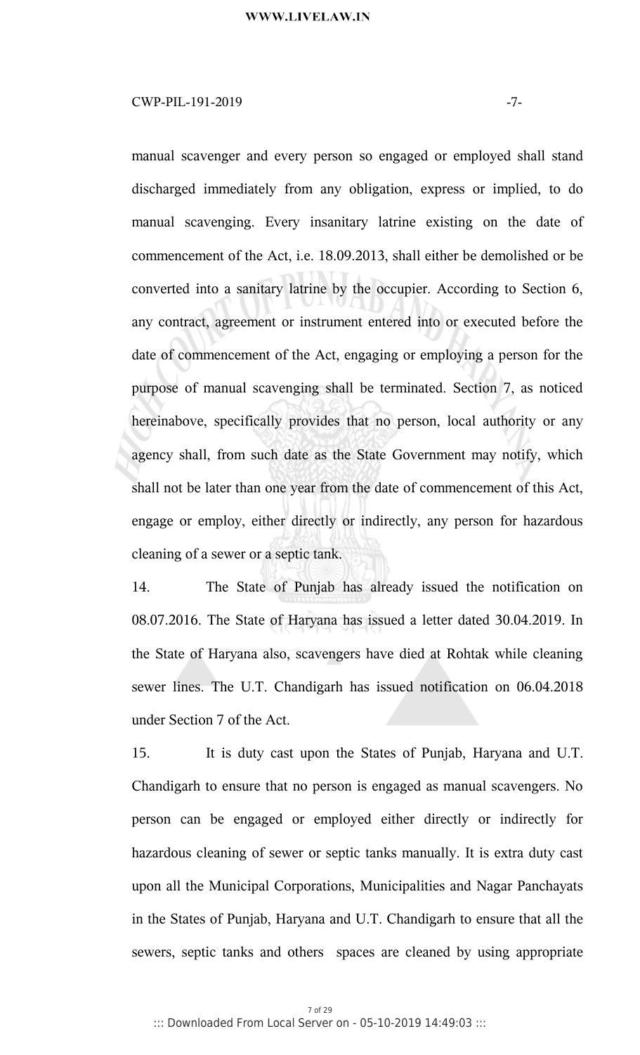manual scavenger and every person so engaged or employed shall stand discharged immediately from any obligation, express or implied, to do manual scavenging. Every insanitary latrine existing on the date of commencement of the Act, i.e. 18.09.2013, shall either be demolished or be converted into a sanitary latrine by the occupier. According to Section 6, any contract, agreement or instrument entered into or executed before the date of commencement of the Act, engaging or employing a person for the purpose of manual scavenging shall be terminated. Section 7, as noticed hereinabove, specifically provides that no person, local authority or any agency shall, from such date as the State Government may notify, which shall not be later than one year from the date of commencement of this Act, engage or employ, either directly or indirectly, any person for hazardous cleaning of a sewer or a septic tank.

14. The State of Punjab has already issued the notification on 08.07.2016. The State of Haryana has issued a letter dated 30.04.2019. In the State of Haryana also, scavengers have died at Rohtak while cleaning sewer lines. The U.T. Chandigarh has issued notification on 06.04.2018 under Section 7 of the Act.

15. It is duty cast upon the States of Punjab, Haryana and U.T. Chandigarh to ensure that no person is engaged as manual scavengers. No person can be engaged or employed either directly or indirectly for hazardous cleaning of sewer or septic tanks manually. It is extra duty cast upon all the Municipal Corporations, Municipalities and Nagar Panchayats in the States of Punjab, Haryana and U.T. Chandigarh to ensure that all the sewers, septic tanks and others spaces are cleaned by using appropriate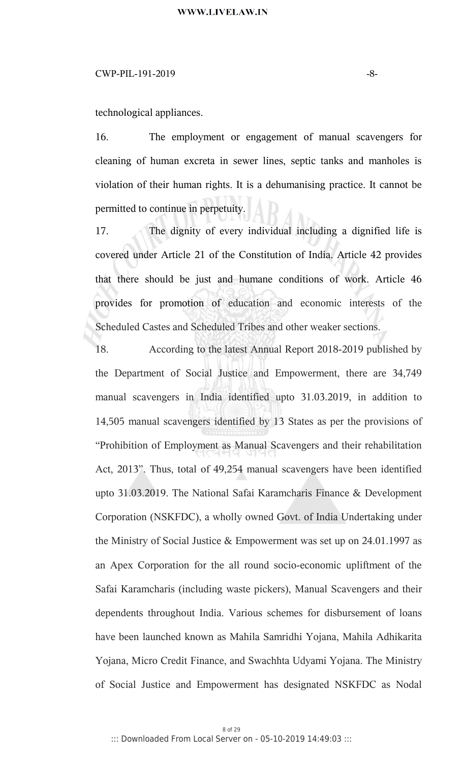technological appliances.

16. The employment or engagement of manual scavengers for cleaning of human excreta in sewer lines, septic tanks and manholes is violation of their human rights. It is a dehumanising practice. It cannot be permitted to continue in perpetuity.

17. The dignity of every individual including a dignified life is covered under Article 21 of the Constitution of India. Article 42 provides that there should be just and humane conditions of work. Article 46 provides for promotion of education and economic interests of the Scheduled Castes and Scheduled Tribes and other weaker sections.

18. According to the latest Annual Report 2018-2019 published by the Department of Social Justice and Empowerment, there are 34,749 manual scavengers in India identified upto 31.03.2019, in addition to 14,505 manual scavengers identified by 13 States as per the provisions of "Prohibition of Employment as Manual Scavengers and their rehabilitation Act, 2013". Thus, total of 49,254 manual scavengers have been identified upto 31.03.2019. The National Safai Karamcharis Finance & Development Corporation (NSKFDC), a wholly owned Govt. of India Undertaking under the Ministry of Social Justice & Empowerment was set up on 24.01.1997 as an Apex Corporation for the all round socio-economic upliftment of the Safai Karamcharis (including waste pickers), Manual Scavengers and their dependents throughout India. Various schemes for disbursement of loans have been launched known as Mahila Samridhi Yojana, Mahila Adhikarita Yojana, Micro Credit Finance, and Swachhta Udyami Yojana. The Ministry of Social Justice and Empowerment has designated NSKFDC as Nodal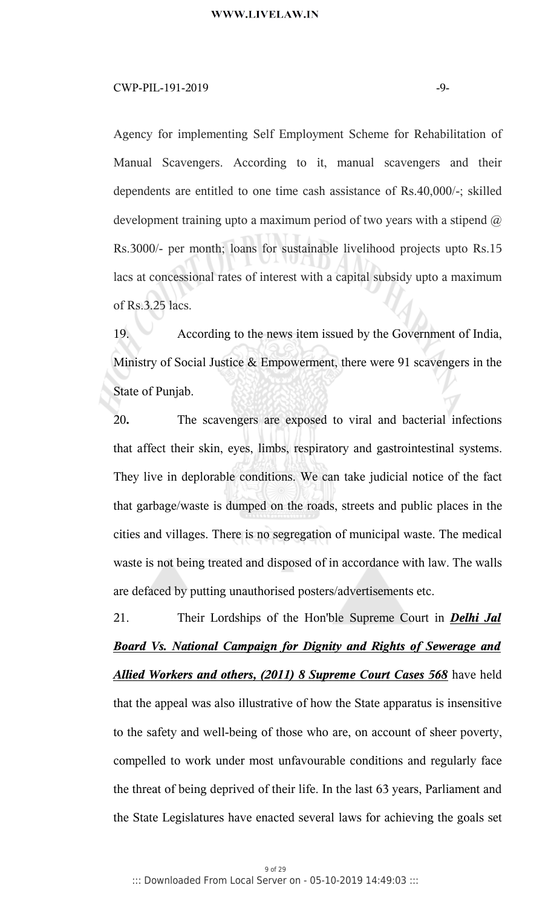Agency for implementing Self Employment Scheme for Rehabilitation of Manual Scavengers. According to it, manual scavengers and their dependents are entitled to one time cash assistance of Rs.40,000/-; skilled development training upto a maximum period of two years with a stipend @ Rs.3000/- per month; loans for sustainable livelihood projects upto Rs.15 lacs at concessional rates of interest with a capital subsidy upto a maximum of Rs.3.25 lacs.

19. According to the news item issued by the Government of India, Ministry of Social Justice & Empowerment, there were 91 scavengers in the State of Punjab.

**20.** The scavengers are exposed to viral and bacterial infections that affect their skin, eyes, limbs, respiratory and gastrointestinal systems. They live in deplorable conditions. We can take judicial notice of the fact that garbage/waste is dumped on the roads, streets and public places in the cities and villages. There is no segregation of municipal waste. The medical waste is not being treated and disposed of in accordance with law. The walls are defaced by putting unauthorised posters/advertisements etc.

21. Their Lordships of the Hon'ble Supreme Court in ***Delhi Jal Board Vs. National Campaign for Dignity and Rights of Sewerage and Allied Workers and others, (2011) 8 Supreme Court Cases 568*** have held that the appeal was also illustrative of how the State apparatus is insensitive to the safety and well-being of those who are, on account of sheer poverty, compelled to work under most unfavourable conditions and regularly face the threat of being deprived of their life. In the last 63 years, Parliament and the State Legislatures have enacted several laws for achieving the goals set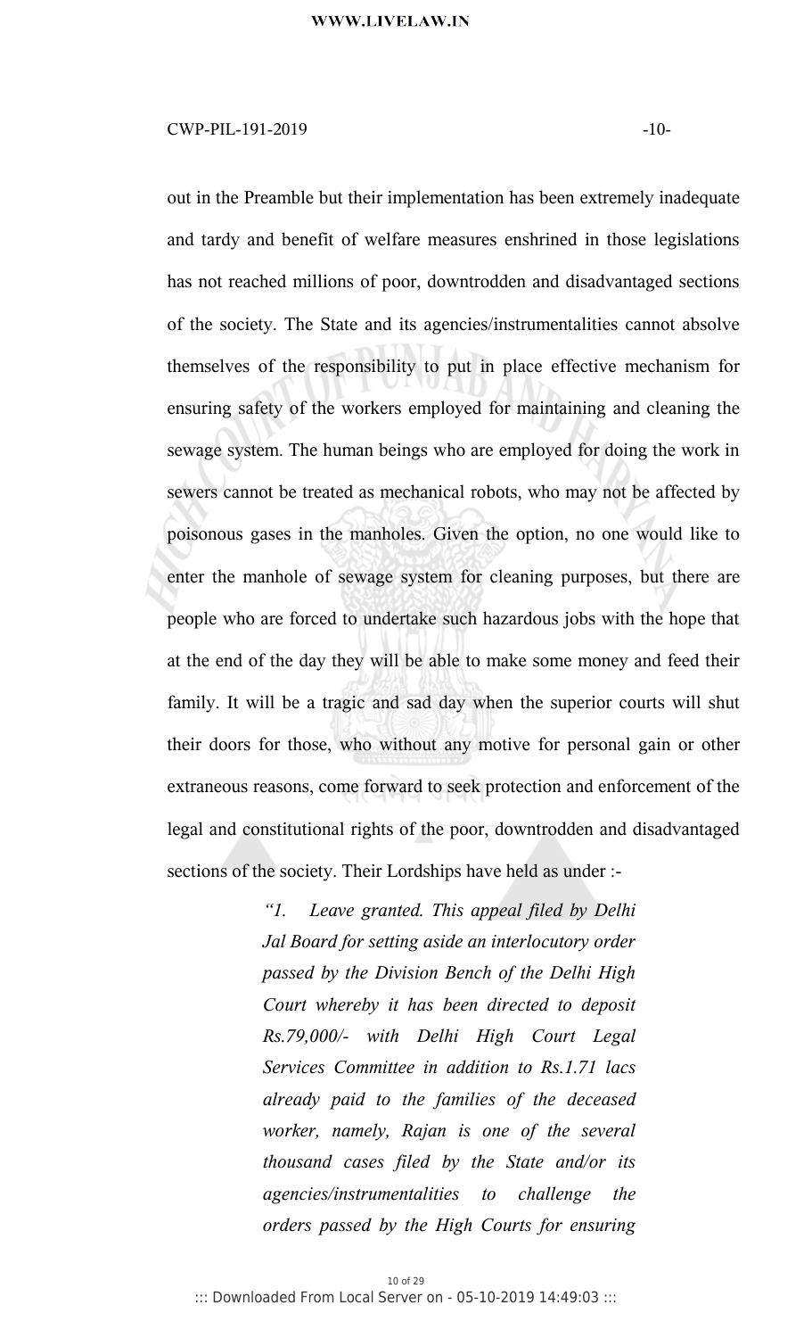out in the Preamble but their implementation has been extremely inadequate and tardy and benefit of welfare measures enshrined in those legislations has not reached millions of poor, downtrodden and disadvantaged sections of the society. The State and its agencies/instrumentalities cannot absolve themselves of the responsibility to put in place effective mechanism for ensuring safety of the workers employed for maintaining and cleaning the sewage system. The human beings who are employed for doing the work in sewers cannot be treated as mechanical robots, who may not be affected by poisonous gases in the manholes. Given the option, no one would like to enter the manhole of sewage system for cleaning purposes, but there are people who are forced to undertake such hazardous jobs with the hope that at the end of the day they will be able to make some money and feed their family. It will be a tragic and sad day when the superior courts will shut their doors for those, who without any motive for personal gain or other extraneous reasons, come forward to seek protection and enforcement of the legal and constitutional rights of the poor, downtrodden and disadvantaged sections of the society. Their Lordships have held as under :-

> *"1. Leave granted. This appeal filed by Delhi Jal Board for setting aside an interlocutory order passed by the Division Bench of the Delhi High Court whereby it has been directed to deposit Rs.79,000/- with Delhi High Court Legal Services Committee in addition to Rs.1.71 lacs already paid to the families of the deceased worker, namely, Rajan is one of the several thousand cases filed by the State and/or its agencies/instrumentalities to challenge the orders passed by the High Courts for ensuring*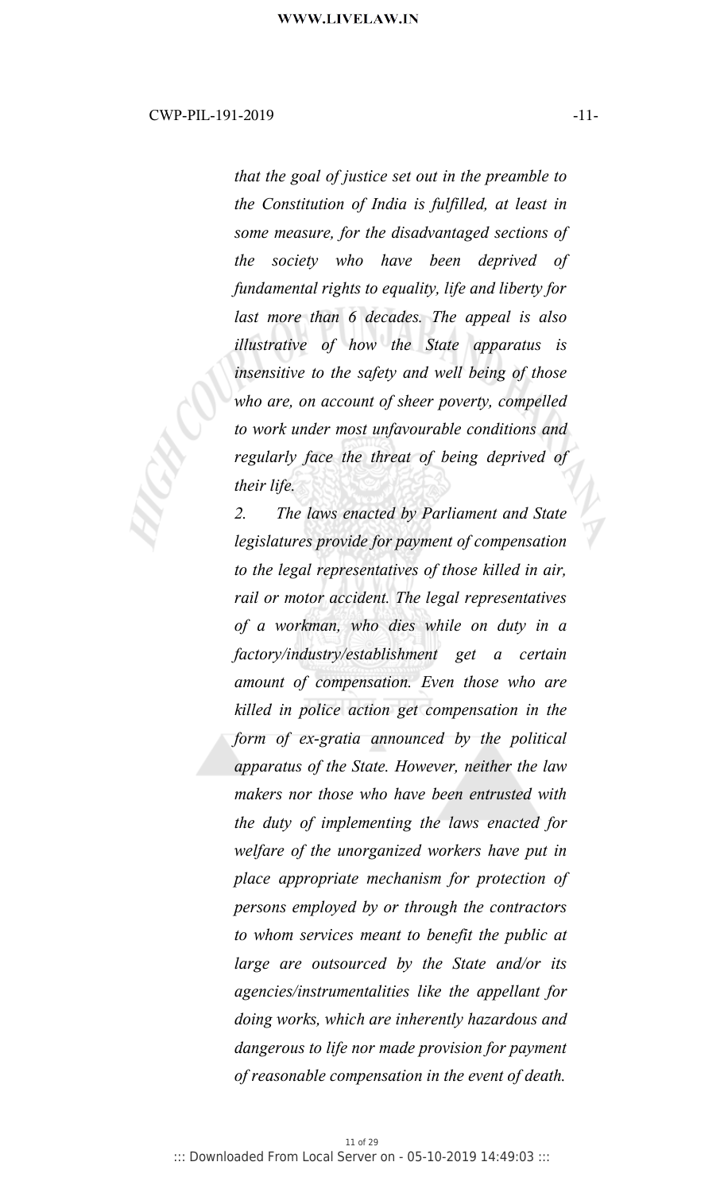*that the goal of justice set out in the preamble to the Constitution of India is fulfilled, at least in some measure, for the disadvantaged sections of the society who have been deprived of fundamental rights to equality, life and liberty for last more than 6 decades. The appeal is also illustrative of how the State apparatus is insensitive to the safety and well being of those who are, on account of sheer poverty, compelled to work under most unfavourable conditions and regularly face the threat of being deprived of their life.*

*2. The laws enacted by Parliament and State legislatures provide for payment of compensation to the legal representatives of those killed in air, rail or motor accident. The legal representatives of a workman, who dies while on duty in a factory/industry/establishment get a certain amount of compensation. Even those who are killed in police action get compensation in the form of ex-gratia announced by the political apparatus of the State. However, neither the law makers nor those who have been entrusted with the duty of implementing the laws enacted for welfare of the unorganized workers have put in place appropriate mechanism for protection of persons employed by or through the contractors to whom services meant to benefit the public at large are outsourced by the State and/or its agencies/instrumentalities like the appellant for doing works, which are inherently hazardous and dangerous to life nor made provision for payment of reasonable compensation in the event of death.*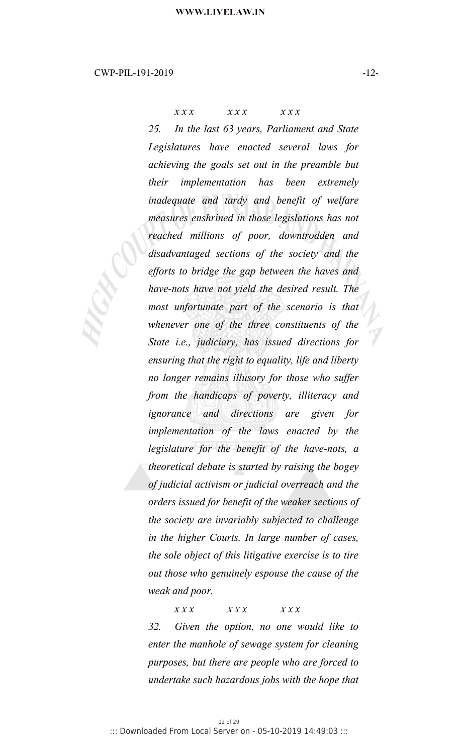*x x x          x x x          x x x*

*25. In the last 63 years, Parliament and State Legislatures have enacted several laws for achieving the goals set out in the preamble but their implementation has been extremely inadequate and tardy and benefit of welfare measures enshrined in those legislations has not reached millions of poor, downtrodden and disadvantaged sections of the society and the efforts to bridge the gap between the haves and have-nots have not yield the desired result. The most unfortunate part of the scenario is that whenever one of the three constituents of the State i.e., judiciary, has issued directions for ensuring that the right to equality, life and liberty no longer remains illusory for those who suffer from the handicaps of poverty, illiteracy and ignorance and directions are given for implementation of the laws enacted by the legislature for the benefit of the have-nots, a theoretical debate is started by raising the bogey of judicial activism or judicial overreach and the orders issued for benefit of the weaker sections of the society are invariably subjected to challenge in the higher Courts. In large number of cases, the sole object of this litigative exercise is to tire out those who genuinely espouse the cause of the weak and poor.*

*x x x          x x x          x x x*

*32. Given the option, no one would like to enter the manhole of sewage system for cleaning purposes, but there are people who are forced to undertake such hazardous jobs with the hope that*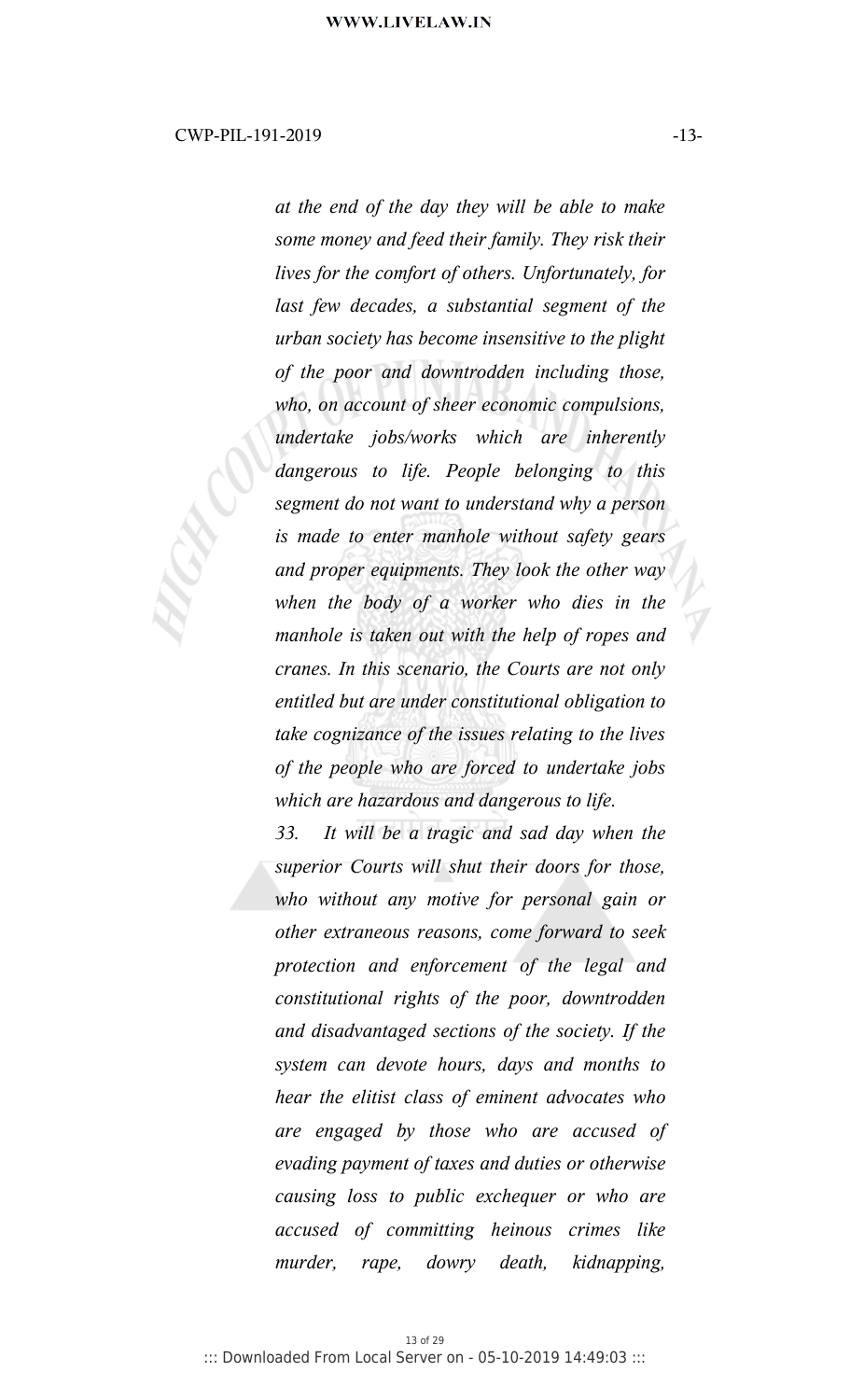*at the end of the day they will be able to make some money and feed their family. They risk their lives for the comfort of others. Unfortunately, for last few decades, a substantial segment of the urban society has become insensitive to the plight of the poor and downtrodden including those, who, on account of sheer economic compulsions, undertake jobs/works which are inherently dangerous to life. People belonging to this segment do not want to understand why a person is made to enter manhole without safety gears and proper equipments. They look the other way when the body of a worker who dies in the manhole is taken out with the help of ropes and cranes. In this scenario, the Courts are not only entitled but are under constitutional obligation to take cognizance of the issues relating to the lives of the people who are forced to undertake jobs which are hazardous and dangerous to life.*

*33. It will be a tragic and sad day when the superior Courts will shut their doors for those, who without any motive for personal gain or other extraneous reasons, come forward to seek protection and enforcement of the legal and constitutional rights of the poor, downtrodden and disadvantaged sections of the society. If the system can devote hours, days and months to hear the elitist class of eminent advocates who are engaged by those who are accused of evading payment of taxes and duties or otherwise causing loss to public exchequer or who are accused of committing heinous crimes like murder, rape, dowry death, kidnapping,*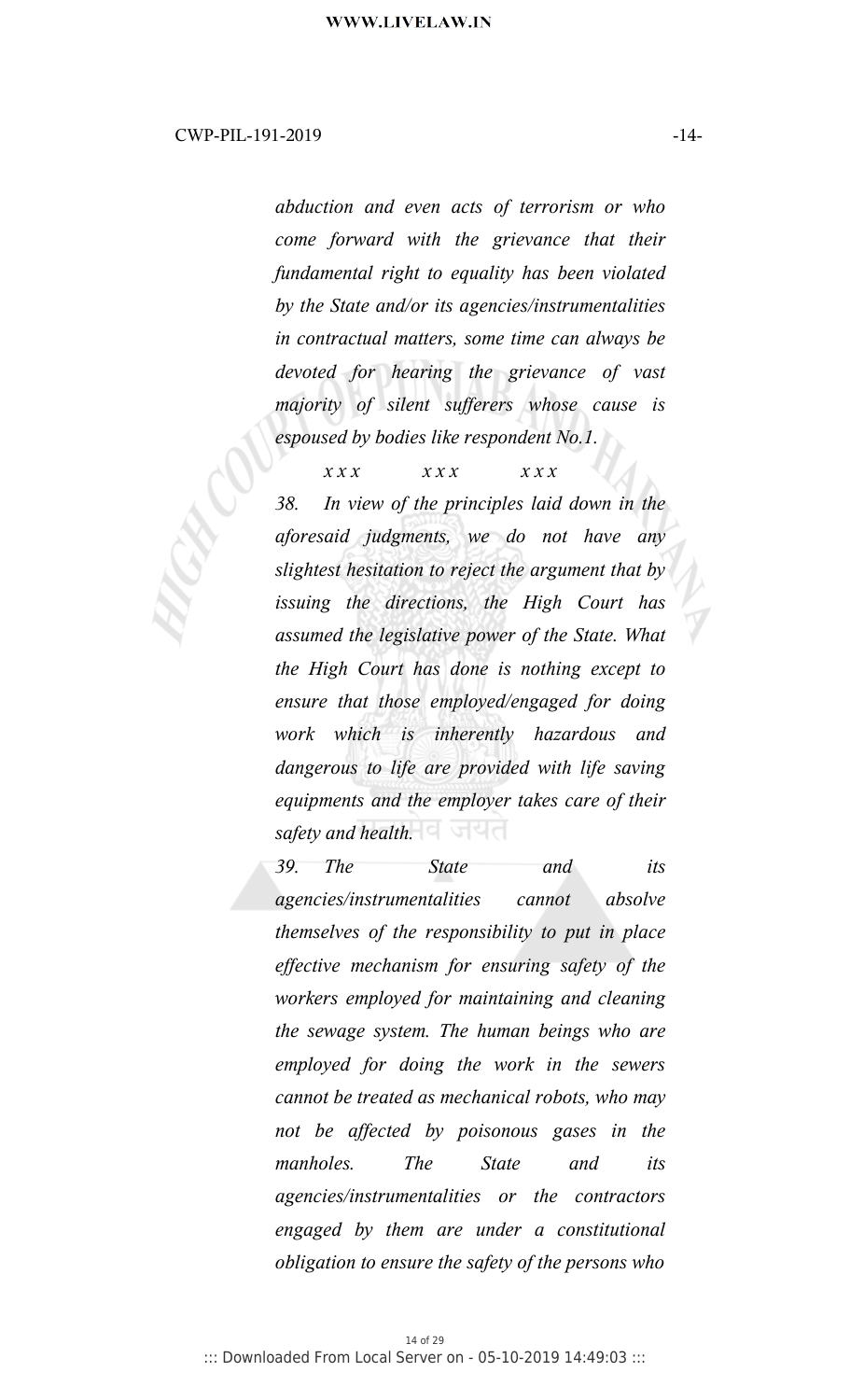*abduction and even acts of terrorism or who come forward with the grievance that their fundamental right to equality has been violated by the State and/or its agencies/instrumentalities in contractual matters, some time can always be devoted for hearing the grievance of vast majority of silent sufferers whose cause is espoused by bodies like respondent No.1.*

*x x x x x x x x x*

*38. In view of the principles laid down in the aforesaid judgments, we do not have any slightest hesitation to reject the argument that by issuing the directions, the High Court has assumed the legislative power of the State. What the High Court has done is nothing except to ensure that those employed/engaged for doing work which is inherently hazardous and dangerous to life are provided with life saving equipments and the employer takes care of their safety and health.*

*39. The State and its agencies/instrumentalities cannot absolve themselves of the responsibility to put in place effective mechanism for ensuring safety of the workers employed for maintaining and cleaning the sewage system. The human beings who are employed for doing the work in the sewers cannot be treated as mechanical robots, who may not be affected by poisonous gases in the manholes. The State and its agencies/instrumentalities or the contractors engaged by them are under a constitutional obligation to ensure the safety of the persons who*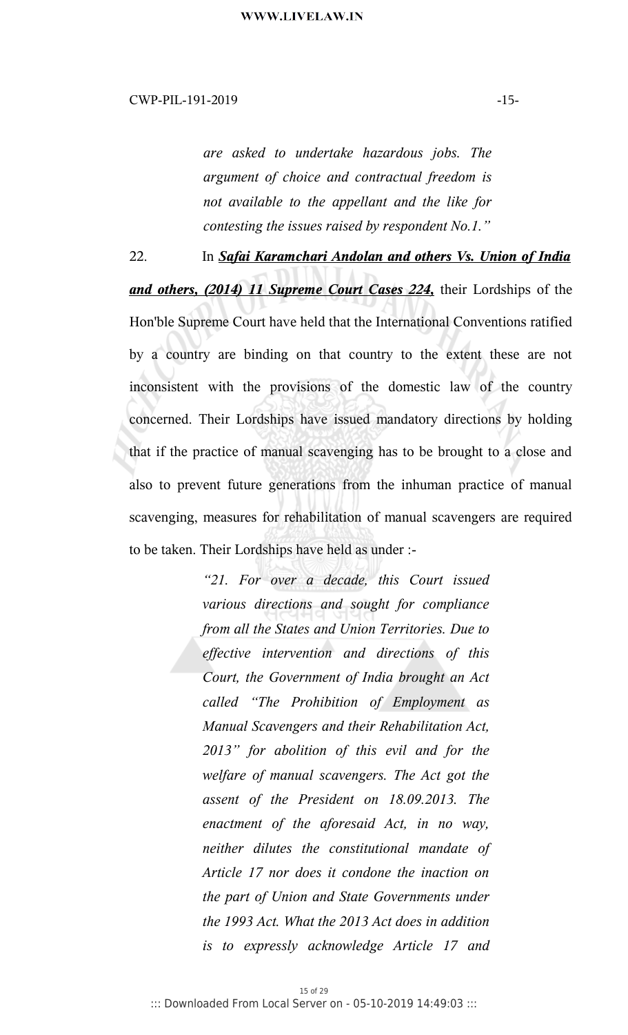*are asked to undertake hazardous jobs. The argument of choice and contractual freedom is not available to the appellant and the like for contesting the issues raised by respondent No.1."*

22. In ***Safai Karamchari Andolan and others Vs. Union of India and others, (2014) 11 Supreme Court Cases 224,*** their Lordships of the Hon'ble Supreme Court have held that the International Conventions ratified by a country are binding on that country to the extent these are not inconsistent with the provisions of the domestic law of the country concerned. Their Lordships have issued mandatory directions by holding that if the practice of manual scavenging has to be brought to a close and also to prevent future generations from the inhuman practice of manual scavenging, measures for rehabilitation of manual scavengers are required to be taken. Their Lordships have held as under :-

> *"21. For over a decade, this Court issued various directions and sought for compliance from all the States and Union Territories. Due to effective intervention and directions of this Court, the Government of India brought an Act called "The Prohibition of Employment as Manual Scavengers and their Rehabilitation Act, 2013" for abolition of this evil and for the welfare of manual scavengers. The Act got the assent of the President on 18.09.2013. The enactment of the aforesaid Act, in no way, neither dilutes the constitutional mandate of Article 17 nor does it condone the inaction on the part of Union and State Governments under the 1993 Act. What the 2013 Act does in addition is to expressly acknowledge Article 17 and*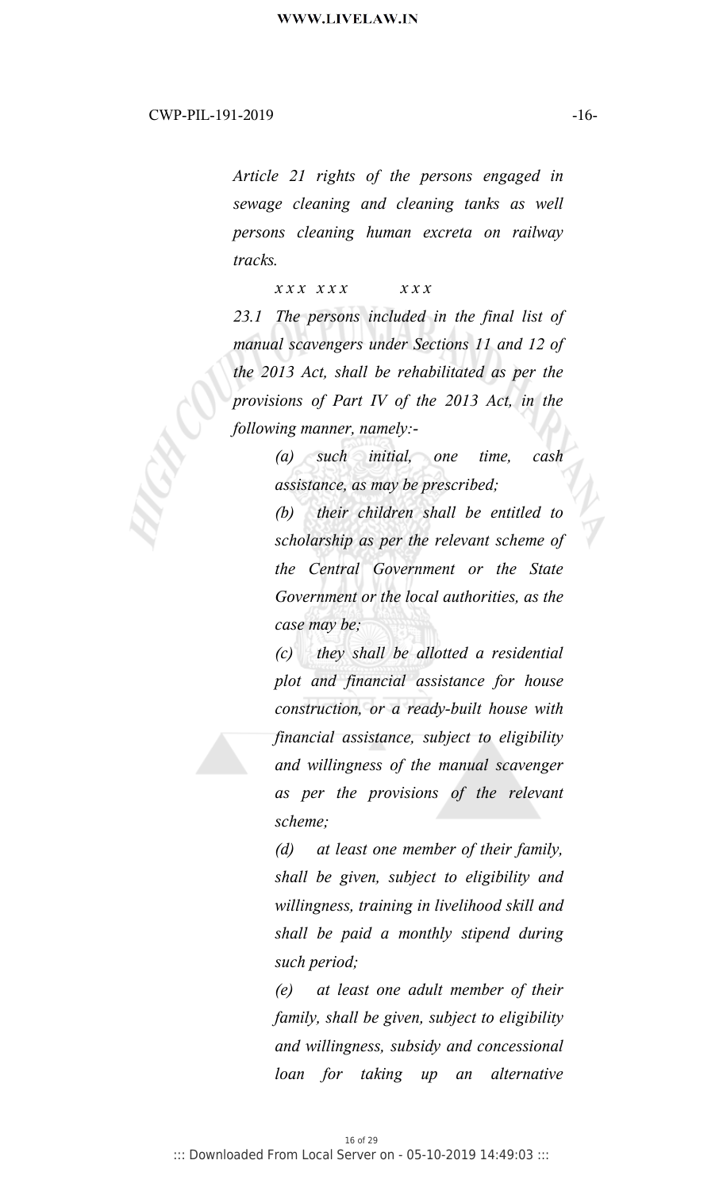*Article 21 rights of the persons engaged in sewage cleaning and cleaning tanks as well persons cleaning human excreta on railway tracks.*

*x x x x x x x x x*

*23.1 The persons included in the final list of manual scavengers under Sections 11 and 12 of the 2013 Act, shall be rehabilitated as per the provisions of Part IV of the 2013 Act, in the following manner, namely:-*

> *(a) such initial, one time, cash assistance, as may be prescribed;*
>
> *(b) their children shall be entitled to scholarship as per the relevant scheme of the Central Government or the State Government or the local authorities, as the case may be;*
>
> *(c) they shall be allotted a residential plot and financial assistance for house construction, or a ready-built house with financial assistance, subject to eligibility and willingness of the manual scavenger as per the provisions of the relevant scheme;*
>
> *(d) at least one member of their family, shall be given, subject to eligibility and willingness, training in livelihood skill and shall be paid a monthly stipend during such period;*
>
> *(e) at least one adult member of their family, shall be given, subject to eligibility and willingness, subsidy and concessional loan for taking up an alternative*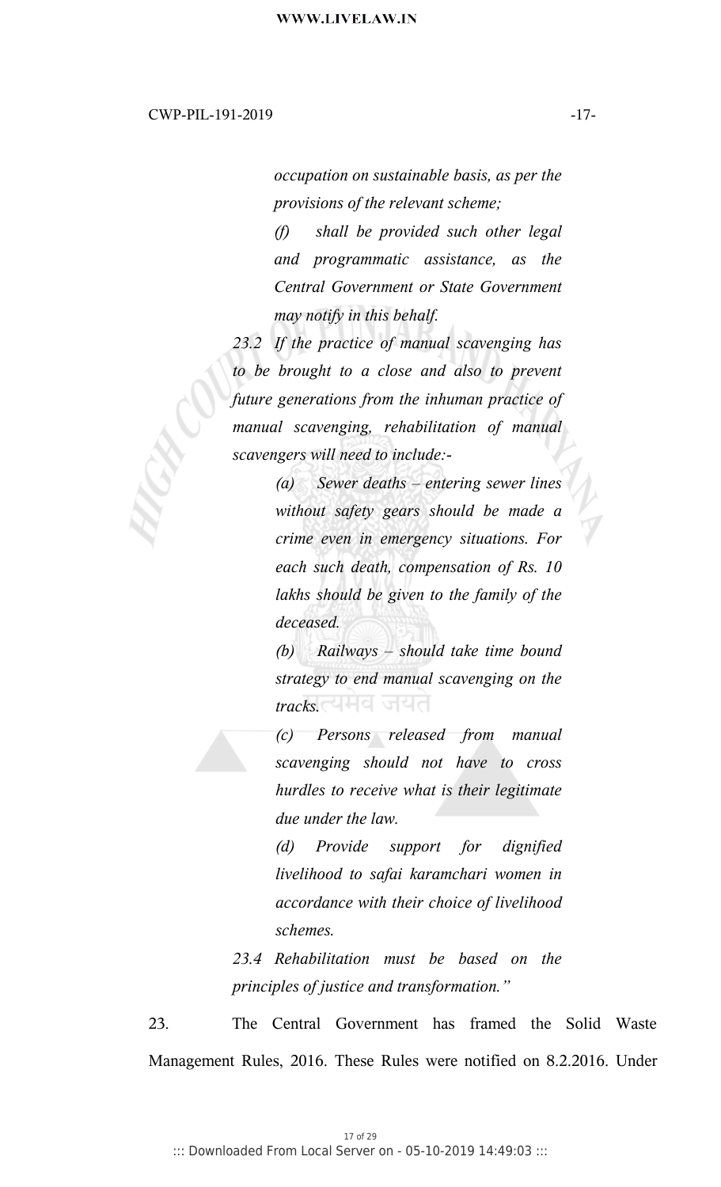*occupation on sustainable basis, as per the provisions of the relevant scheme;*

*(f) shall be provided such other legal and programmatic assistance, as the Central Government or State Government may notify in this behalf.*

*23.2 If the practice of manual scavenging has to be brought to a close and also to prevent future generations from the inhuman practice of manual scavenging, rehabilitation of manual scavengers will need to include:-*

*(a) Sewer deaths – entering sewer lines without safety gears should be made a crime even in emergency situations. For each such death, compensation of Rs. 10 lakhs should be given to the family of the deceased.*

*(b) Railways – should take time bound strategy to end manual scavenging on the tracks.*

*(c) Persons released from manual scavenging should not have to cross hurdles to receive what is their legitimate due under the law.*

*(d) Provide support for dignified livelihood to safai karamchari women in accordance with their choice of livelihood schemes.*

*23.4 Rehabilitation must be based on the principles of justice and transformation."*

23. The Central Government has framed the Solid Waste Management Rules, 2016. These Rules were notified on 8.2.2016. Under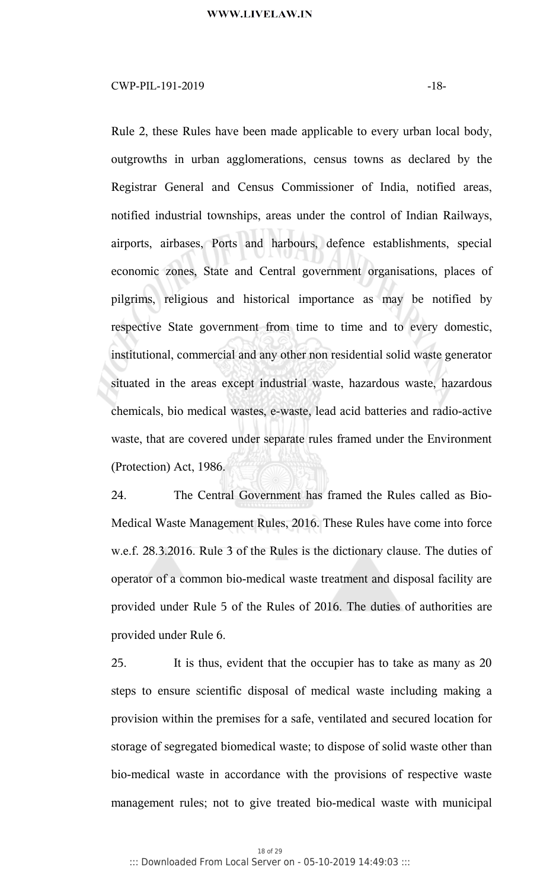Rule 2, these Rules have been made applicable to every urban local body, outgrowths in urban agglomerations, census towns as declared by the Registrar General and Census Commissioner of India, notified areas, notified industrial townships, areas under the control of Indian Railways, airports, airbases, Ports and harbours, defence establishments, special economic zones, State and Central government organisations, places of pilgrims, religious and historical importance as may be notified by respective State government from time to time and to every domestic, institutional, commercial and any other non residential solid waste generator situated in the areas except industrial waste, hazardous waste, hazardous chemicals, bio medical wastes, e-waste, lead acid batteries and radio-active waste, that are covered under separate rules framed under the Environment (Protection) Act, 1986.

24. The Central Government has framed the Rules called as Bio-Medical Waste Management Rules, 2016. These Rules have come into force w.e.f. 28.3.2016. Rule 3 of the Rules is the dictionary clause. The duties of operator of a common bio-medical waste treatment and disposal facility are provided under Rule 5 of the Rules of 2016. The duties of authorities are provided under Rule 6.

25. It is thus, evident that the occupier has to take as many as 20 steps to ensure scientific disposal of medical waste including making a provision within the premises for a safe, ventilated and secured location for storage of segregated biomedical waste; to dispose of solid waste other than bio-medical waste in accordance with the provisions of respective waste management rules; not to give treated bio-medical waste with municipal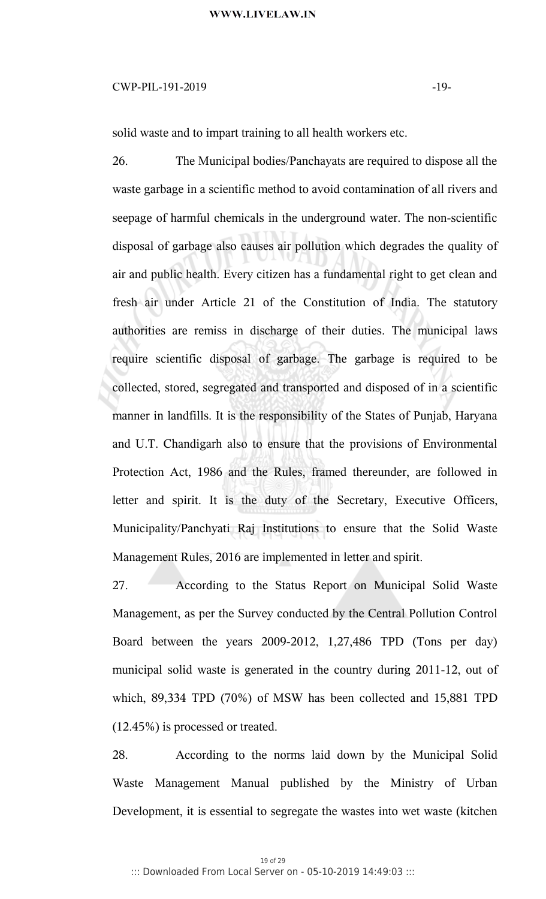solid waste and to impart training to all health workers etc.

26. The Municipal bodies/Panchayats are required to dispose all the waste garbage in a scientific method to avoid contamination of all rivers and seepage of harmful chemicals in the underground water. The non-scientific disposal of garbage also causes air pollution which degrades the quality of air and public health. Every citizen has a fundamental right to get clean and fresh air under Article 21 of the Constitution of India. The statutory authorities are remiss in discharge of their duties. The municipal laws require scientific disposal of garbage. The garbage is required to be collected, stored, segregated and transported and disposed of in a scientific manner in landfills. It is the responsibility of the States of Punjab, Haryana and U.T. Chandigarh also to ensure that the provisions of Environmental Protection Act, 1986 and the Rules, framed thereunder, are followed in letter and spirit. It is the duty of the Secretary, Executive Officers, Municipality/Panchyati Raj Institutions to ensure that the Solid Waste Management Rules, 2016 are implemented in letter and spirit.

27. According to the Status Report on Municipal Solid Waste Management, as per the Survey conducted by the Central Pollution Control Board between the years 2009-2012, 1,27,486 TPD (Tons per day) municipal solid waste is generated in the country during 2011-12, out of which, 89,334 TPD (70%) of MSW has been collected and 15,881 TPD (12.45%) is processed or treated.

28. According to the norms laid down by the Municipal Solid Waste Management Manual published by the Ministry of Urban Development, it is essential to segregate the wastes into wet waste (kitchen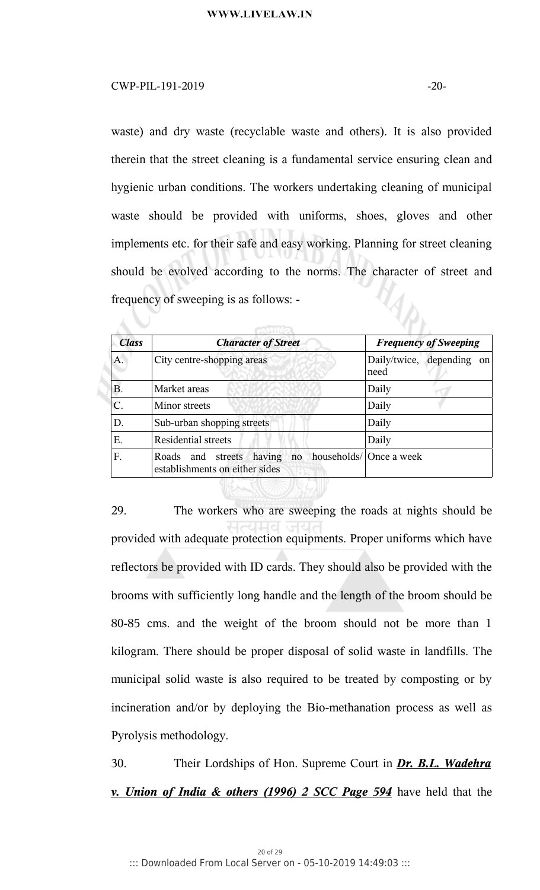waste) and dry waste (recyclable waste and others). It is also provided therein that the street cleaning is a fundamental service ensuring clean and hygienic urban conditions. The workers undertaking cleaning of municipal waste should be provided with uniforms, shoes, gloves and other implements etc. for their safe and easy working. Planning for street cleaning should be evolved according to the norms. The character of street and frequency of sweeping is as follows: -

| ***Class*** | ***Character of Street*** | ***Frequency of Sweeping*** |
|---|---|---|
| A. | City centre-shopping areas | Daily/twice, depending on need |
| B. | Market areas | Daily |
| C. | Minor streets | Daily |
| D. | Sub-urban shopping streets | Daily |
| E. | Residential streets | Daily |
| F. | Roads and streets having no households/ establishments on either sides | Once a week |

29. The workers who are sweeping the roads at nights should be provided with adequate protection equipments. Proper uniforms which have reflectors be provided with ID cards. They should also be provided with the brooms with sufficiently long handle and the length of the broom should be 80-85 cms. and the weight of the broom should not be more than 1 kilogram. There should be proper disposal of solid waste in landfills. The municipal solid waste is also required to be treated by composting or by incineration and/or by deploying the Bio-methanation process as well as Pyrolysis methodology.

30. Their Lordships of Hon. Supreme Court in ***Dr. B.L. Wadehra v. Union of India & others (1996) 2 SCC Page 594*** have held that the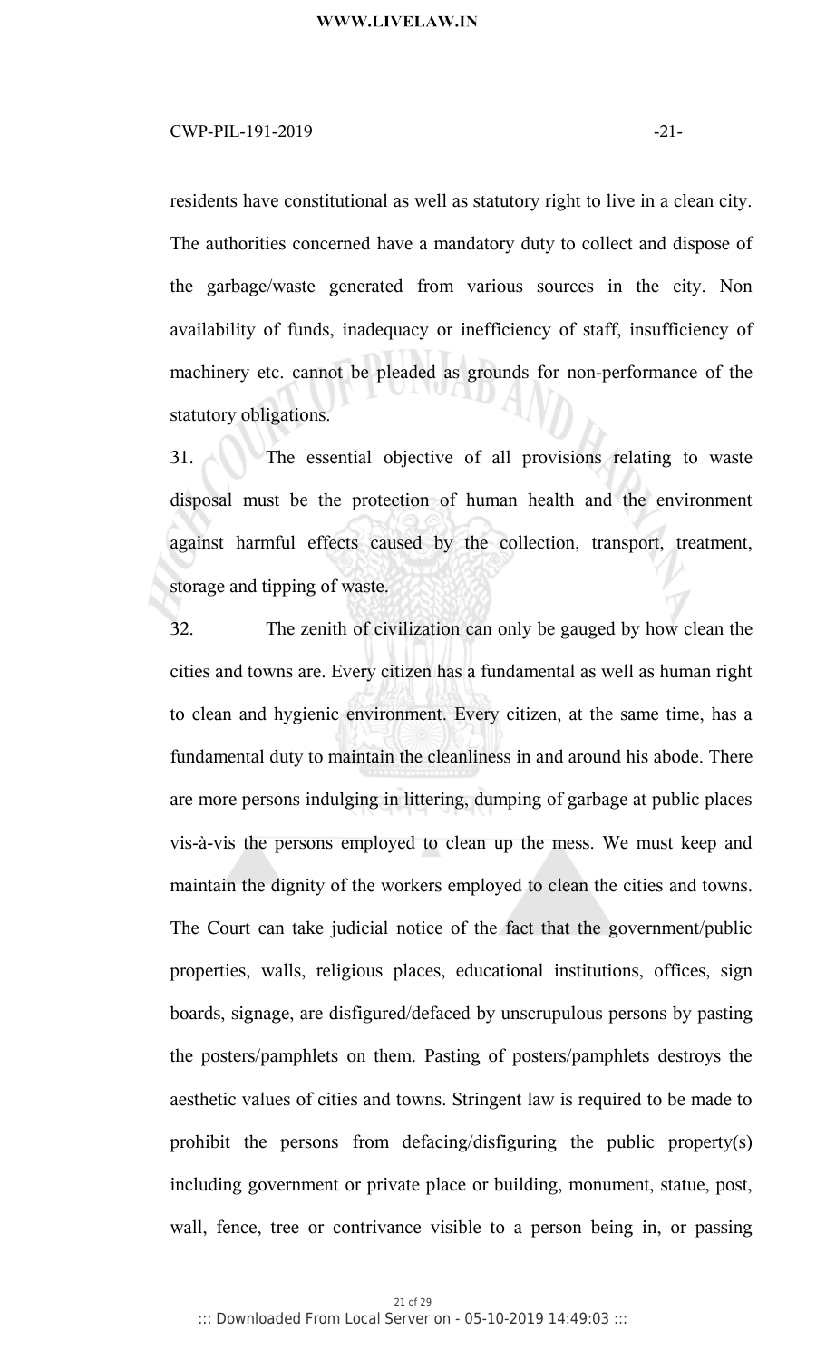residents have constitutional as well as statutory right to live in a clean city. The authorities concerned have a mandatory duty to collect and dispose of the garbage/waste generated from various sources in the city. Non availability of funds, inadequacy or inefficiency of staff, insufficiency of machinery etc. cannot be pleaded as grounds for non-performance of the statutory obligations.

31. The essential objective of all provisions relating to waste disposal must be the protection of human health and the environment against harmful effects caused by the collection, transport, treatment, storage and tipping of waste.

32. The zenith of civilization can only be gauged by how clean the cities and towns are. Every citizen has a fundamental as well as human right to clean and hygienic environment. Every citizen, at the same time, has a fundamental duty to maintain the cleanliness in and around his abode. There are more persons indulging in littering, dumping of garbage at public places vis-à-vis the persons employed to clean up the mess. We must keep and maintain the dignity of the workers employed to clean the cities and towns. The Court can take judicial notice of the fact that the government/public properties, walls, religious places, educational institutions, offices, sign boards, signage, are disfigured/defaced by unscrupulous persons by pasting the posters/pamphlets on them. Pasting of posters/pamphlets destroys the aesthetic values of cities and towns. Stringent law is required to be made to prohibit the persons from defacing/disfiguring the public property(s) including government or private place or building, monument, statue, post, wall, fence, tree or contrivance visible to a person being in, or passing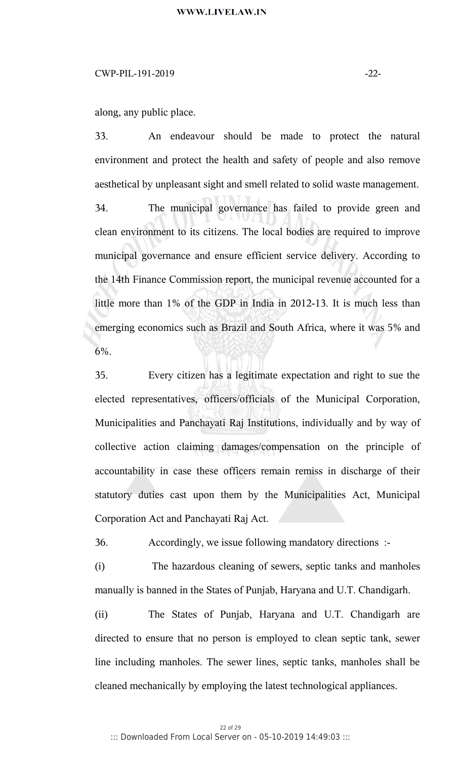along, any public place.

33. An endeavour should be made to protect the natural environment and protect the health and safety of people and also remove aesthetical by unpleasant sight and smell related to solid waste management.

34. The municipal governance has failed to provide green and clean environment to its citizens. The local bodies are required to improve municipal governance and ensure efficient service delivery. According to the 14th Finance Commission report, the municipal revenue accounted for a little more than 1% of the GDP in India in 2012-13. It is much less than emerging economics such as Brazil and South Africa, where it was 5% and 6%.

35. Every citizen has a legitimate expectation and right to sue the elected representatives, officers/officials of the Municipal Corporation, Municipalities and Panchayati Raj Institutions, individually and by way of collective action claiming damages/compensation on the principle of accountability in case these officers remain remiss in discharge of their statutory duties cast upon them by the Municipalities Act, Municipal Corporation Act and Panchayati Raj Act.

36. Accordingly, we issue following mandatory directions :-

(i) The hazardous cleaning of sewers, septic tanks and manholes manually is banned in the States of Punjab, Haryana and U.T. Chandigarh.

(ii) The States of Punjab, Haryana and U.T. Chandigarh are directed to ensure that no person is employed to clean septic tank, sewer line including manholes. The sewer lines, septic tanks, manholes shall be cleaned mechanically by employing the latest technological appliances.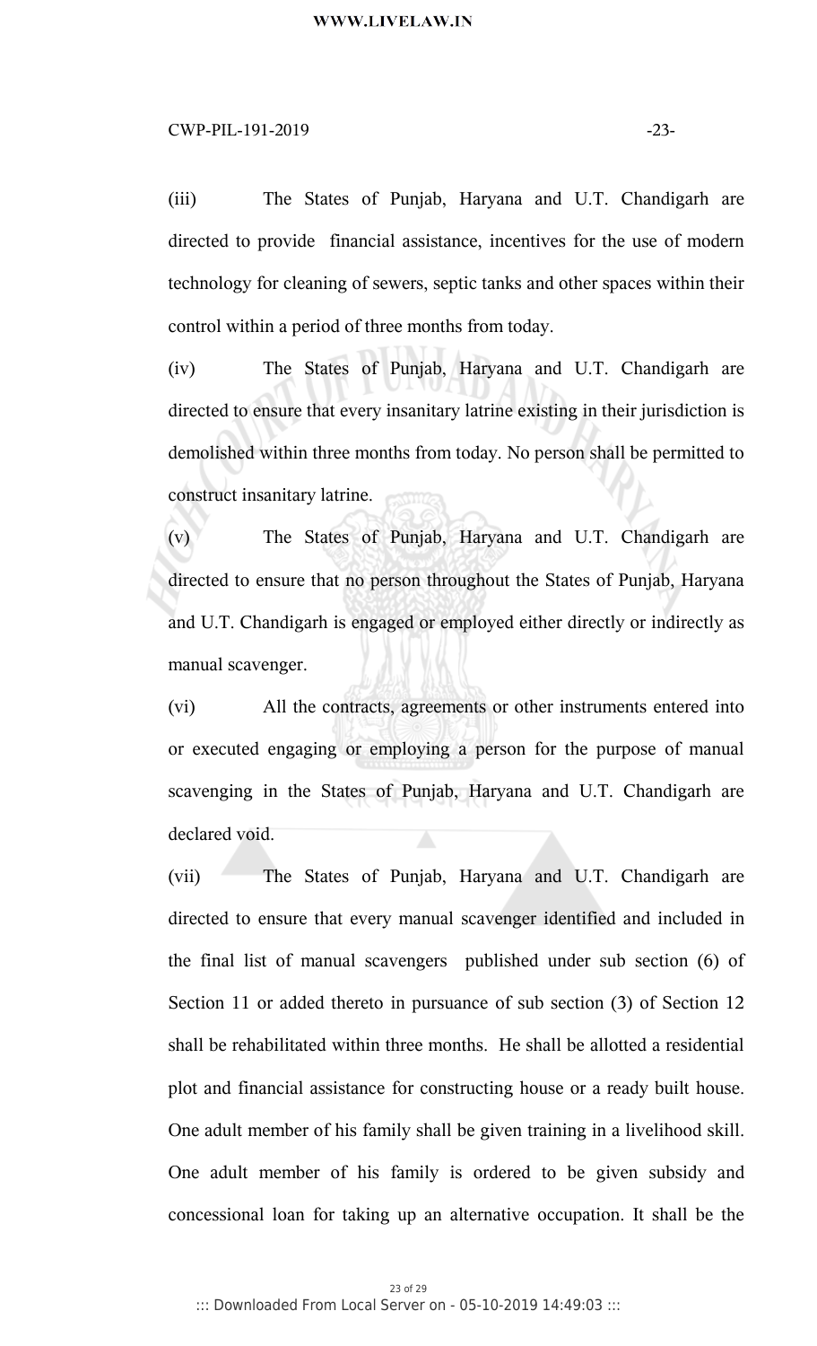(iii) The States of Punjab, Haryana and U.T. Chandigarh are directed to provide financial assistance, incentives for the use of modern technology for cleaning of sewers, septic tanks and other spaces within their control within a period of three months from today.

(iv) The States of Punjab, Haryana and U.T. Chandigarh are directed to ensure that every insanitary latrine existing in their jurisdiction is demolished within three months from today. No person shall be permitted to construct insanitary latrine.

(v) The States of Punjab, Haryana and U.T. Chandigarh are directed to ensure that no person throughout the States of Punjab, Haryana and U.T. Chandigarh is engaged or employed either directly or indirectly as manual scavenger.

(vi) All the contracts, agreements or other instruments entered into or executed engaging or employing a person for the purpose of manual scavenging in the States of Punjab, Haryana and U.T. Chandigarh are declared void.

(vii) The States of Punjab, Haryana and U.T. Chandigarh are directed to ensure that every manual scavenger identified and included in the final list of manual scavengers published under sub section (6) of Section 11 or added thereto in pursuance of sub section (3) of Section 12 shall be rehabilitated within three months. He shall be allotted a residential plot and financial assistance for constructing house or a ready built house. One adult member of his family shall be given training in a livelihood skill. One adult member of his family is ordered to be given subsidy and concessional loan for taking up an alternative occupation. It shall be the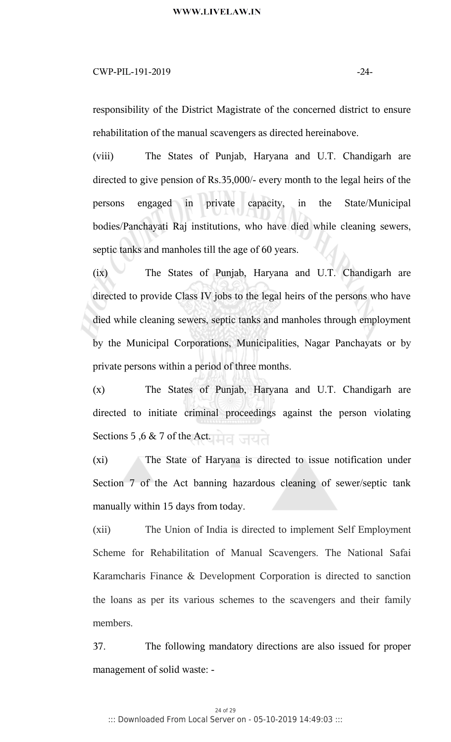responsibility of the District Magistrate of the concerned district to ensure rehabilitation of the manual scavengers as directed hereinabove.

(viii) The States of Punjab, Haryana and U.T. Chandigarh are directed to give pension of Rs.35,000/- every month to the legal heirs of the persons engaged in private capacity, in the State/Municipal bodies/Panchayati Raj institutions, who have died while cleaning sewers, septic tanks and manholes till the age of 60 years.

(ix) The States of Punjab, Haryana and U.T. Chandigarh are directed to provide Class IV jobs to the legal heirs of the persons who have died while cleaning sewers, septic tanks and manholes through employment by the Municipal Corporations, Municipalities, Nagar Panchayats or by private persons within a period of three months.

(x) The States of Punjab, Haryana and U.T. Chandigarh are directed to initiate criminal proceedings against the person violating Sections 5 ,6 & 7 of the Act.

(xi) The State of Haryana is directed to issue notification under Section 7 of the Act banning hazardous cleaning of sewer/septic tank manually within 15 days from today.

(xii) The Union of India is directed to implement Self Employment Scheme for Rehabilitation of Manual Scavengers. The National Safai Karamcharis Finance & Development Corporation is directed to sanction the loans as per its various schemes to the scavengers and their family members.

37. The following mandatory directions are also issued for proper management of solid waste: -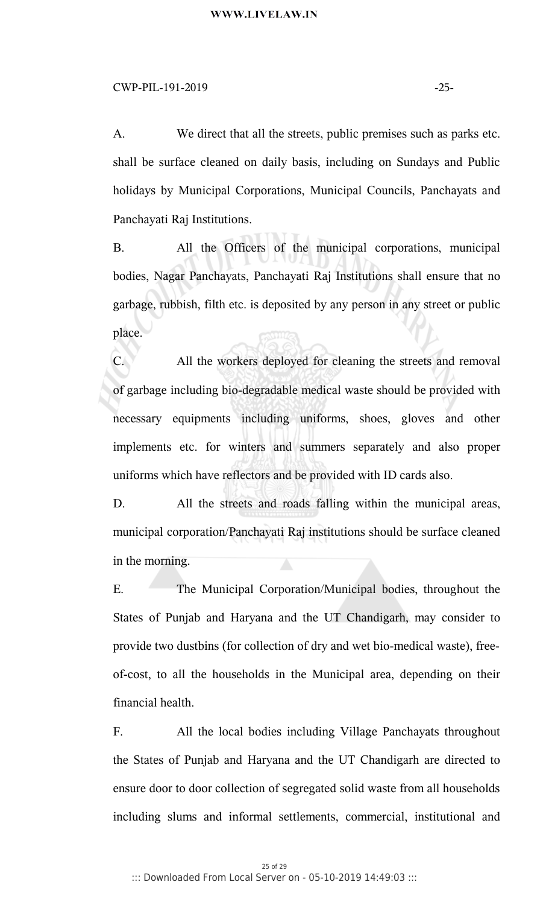A. We direct that all the streets, public premises such as parks etc. shall be surface cleaned on daily basis, including on Sundays and Public holidays by Municipal Corporations, Municipal Councils, Panchayats and Panchayati Raj Institutions.

B. All the Officers of the municipal corporations, municipal bodies, Nagar Panchayats, Panchayati Raj Institutions shall ensure that no garbage, rubbish, filth etc. is deposited by any person in any street or public place.

C. All the workers deployed for cleaning the streets and removal of garbage including bio-degradable medical waste should be provided with necessary equipments including uniforms, shoes, gloves and other implements etc. for winters and summers separately and also proper uniforms which have reflectors and be provided with ID cards also.

D. All the streets and roads falling within the municipal areas, municipal corporation/Panchayati Raj institutions should be surface cleaned in the morning.

E. The Municipal Corporation/Municipal bodies, throughout the States of Punjab and Haryana and the UT Chandigarh, may consider to provide two dustbins (for collection of dry and wet bio-medical waste), free-of-cost, to all the households in the Municipal area, depending on their financial health.

F. All the local bodies including Village Panchayats throughout the States of Punjab and Haryana and the UT Chandigarh are directed to ensure door to door collection of segregated solid waste from all households including slums and informal settlements, commercial, institutional and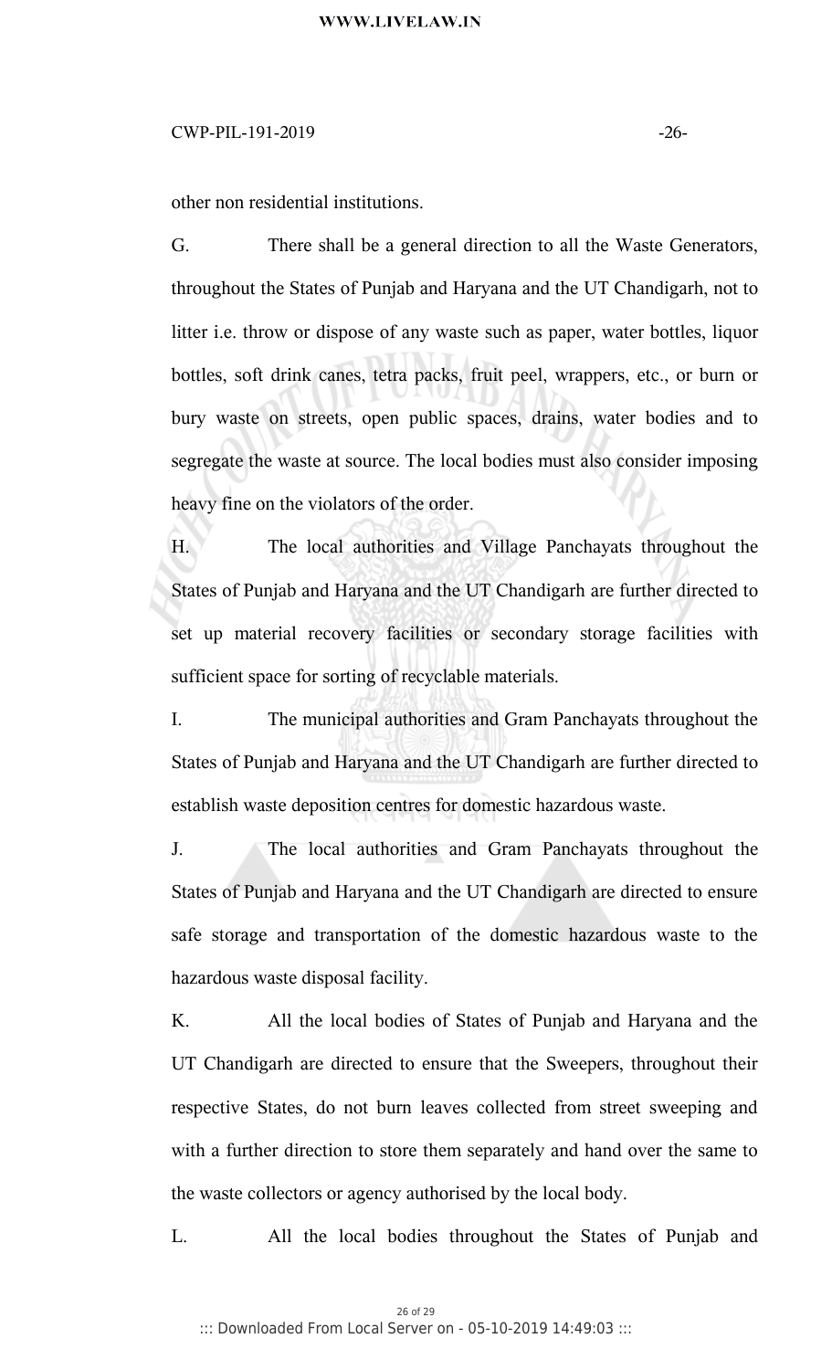other non residential institutions.

G. There shall be a general direction to all the Waste Generators, throughout the States of Punjab and Haryana and the UT Chandigarh, not to litter i.e. throw or dispose of any waste such as paper, water bottles, liquor bottles, soft drink canes, tetra packs, fruit peel, wrappers, etc., or burn or bury waste on streets, open public spaces, drains, water bodies and to segregate the waste at source. The local bodies must also consider imposing heavy fine on the violators of the order.

H. The local authorities and Village Panchayats throughout the States of Punjab and Haryana and the UT Chandigarh are further directed to set up material recovery facilities or secondary storage facilities with sufficient space for sorting of recyclable materials.

I. The municipal authorities and Gram Panchayats throughout the States of Punjab and Haryana and the UT Chandigarh are further directed to establish waste deposition centres for domestic hazardous waste.

J. The local authorities and Gram Panchayats throughout the States of Punjab and Haryana and the UT Chandigarh are directed to ensure safe storage and transportation of the domestic hazardous waste to the hazardous waste disposal facility.

K. All the local bodies of States of Punjab and Haryana and the UT Chandigarh are directed to ensure that the Sweepers, throughout their respective States, do not burn leaves collected from street sweeping and with a further direction to store them separately and hand over the same to the waste collectors or agency authorised by the local body.

L. All the local bodies throughout the States of Punjab and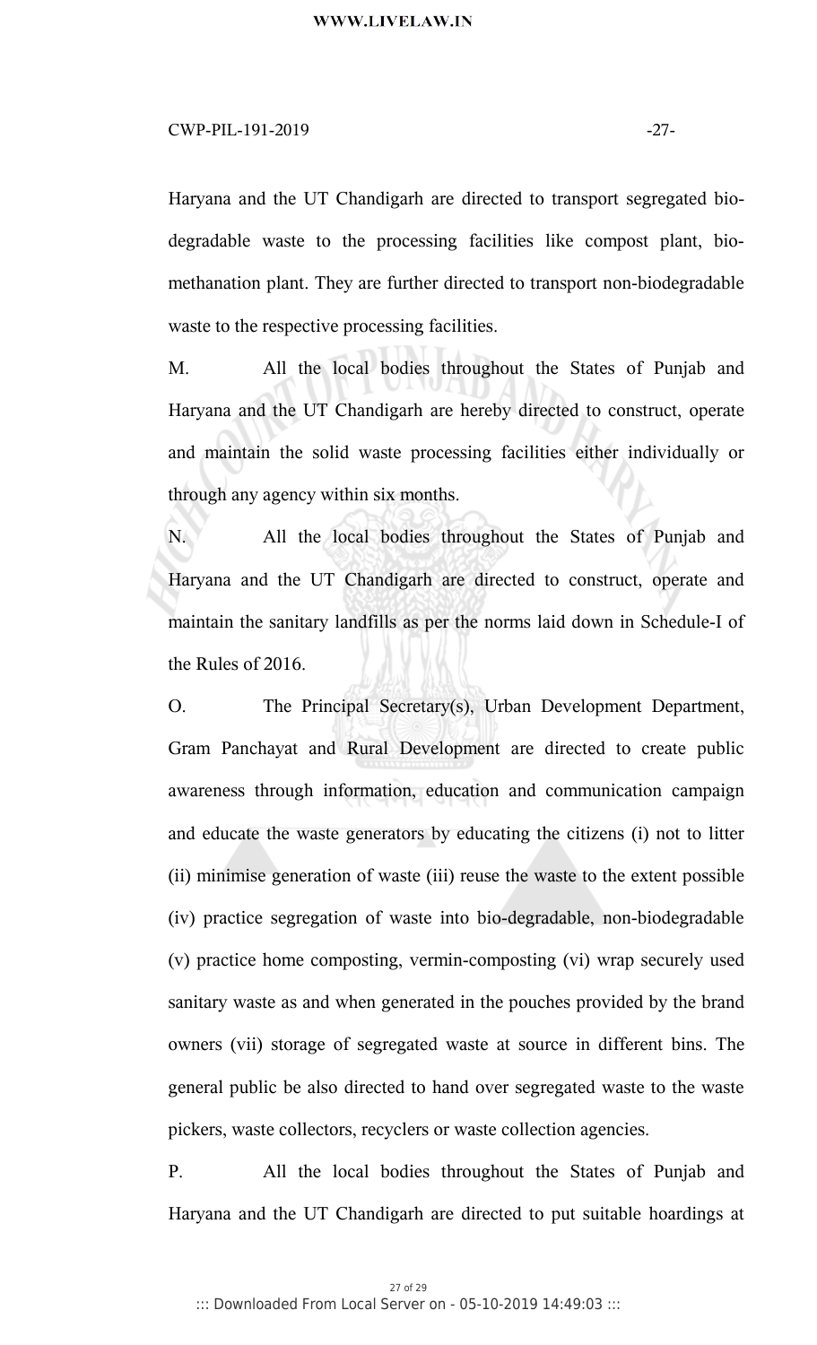Haryana and the UT Chandigarh are directed to transport segregated bio-degradable waste to the processing facilities like compost plant, bio-methanation plant. They are further directed to transport non-biodegradable waste to the respective processing facilities.

M. All the local bodies throughout the States of Punjab and Haryana and the UT Chandigarh are hereby directed to construct, operate and maintain the solid waste processing facilities either individually or through any agency within six months.

N. All the local bodies throughout the States of Punjab and Haryana and the UT Chandigarh are directed to construct, operate and maintain the sanitary landfills as per the norms laid down in Schedule-I of the Rules of 2016.

O. The Principal Secretary(s), Urban Development Department, Gram Panchayat and Rural Development are directed to create public awareness through information, education and communication campaign and educate the waste generators by educating the citizens (i) not to litter (ii) minimise generation of waste (iii) reuse the waste to the extent possible (iv) practice segregation of waste into bio-degradable, non-biodegradable (v) practice home composting, vermin-composting (vi) wrap securely used sanitary waste as and when generated in the pouches provided by the brand owners (vii) storage of segregated waste at source in different bins. The general public be also directed to hand over segregated waste to the waste pickers, waste collectors, recyclers or waste collection agencies.

P. All the local bodies throughout the States of Punjab and Haryana and the UT Chandigarh are directed to put suitable hoardings at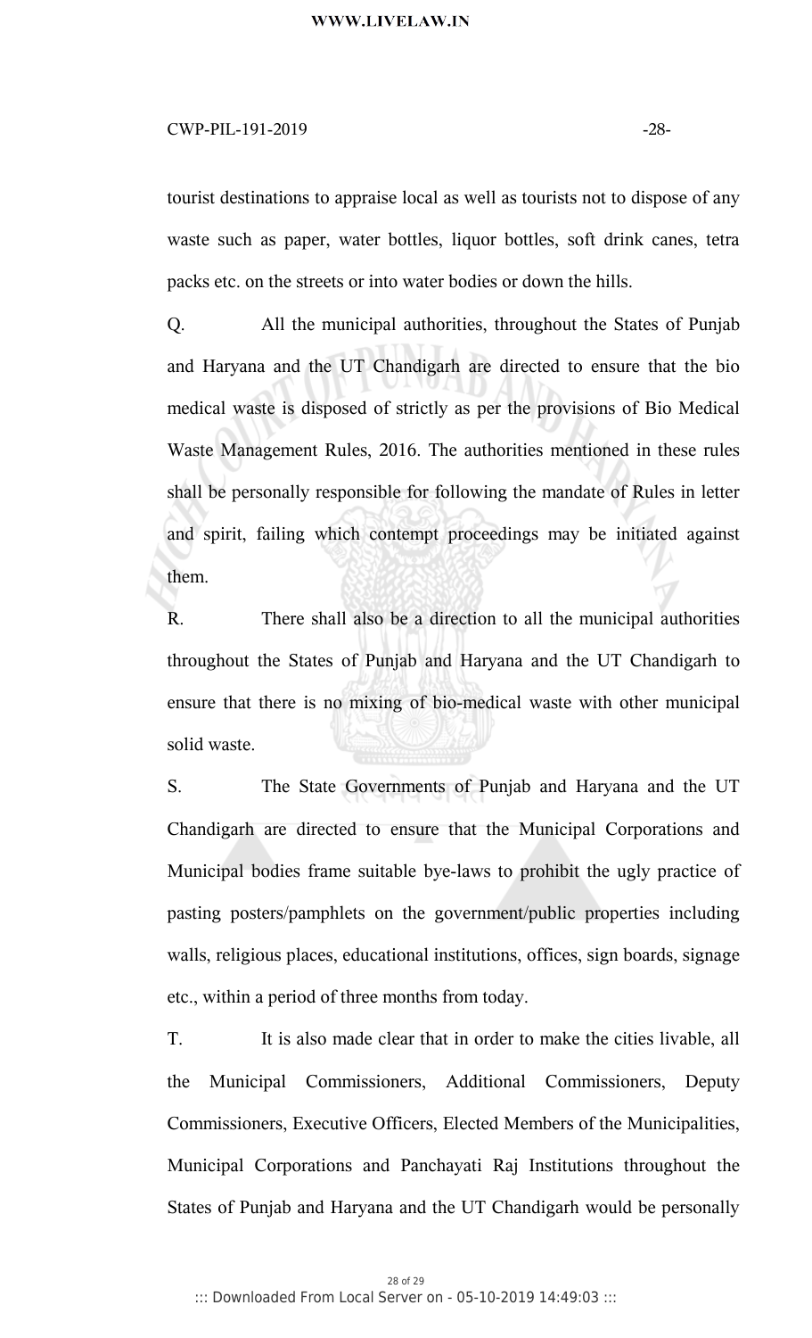tourist destinations to appraise local as well as tourists not to dispose of any waste such as paper, water bottles, liquor bottles, soft drink canes, tetra packs etc. on the streets or into water bodies or down the hills.

Q. All the municipal authorities, throughout the States of Punjab and Haryana and the UT Chandigarh are directed to ensure that the bio medical waste is disposed of strictly as per the provisions of Bio Medical Waste Management Rules, 2016. The authorities mentioned in these rules shall be personally responsible for following the mandate of Rules in letter and spirit, failing which contempt proceedings may be initiated against them.

R. There shall also be a direction to all the municipal authorities throughout the States of Punjab and Haryana and the UT Chandigarh to ensure that there is no mixing of bio-medical waste with other municipal solid waste.

S. The State Governments of Punjab and Haryana and the UT Chandigarh are directed to ensure that the Municipal Corporations and Municipal bodies frame suitable bye-laws to prohibit the ugly practice of pasting posters/pamphlets on the government/public properties including walls, religious places, educational institutions, offices, sign boards, signage etc., within a period of three months from today.

T. It is also made clear that in order to make the cities livable, all the Municipal Commissioners, Additional Commissioners, Deputy Commissioners, Executive Officers, Elected Members of the Municipalities, Municipal Corporations and Panchayati Raj Institutions throughout the States of Punjab and Haryana and the UT Chandigarh would be personally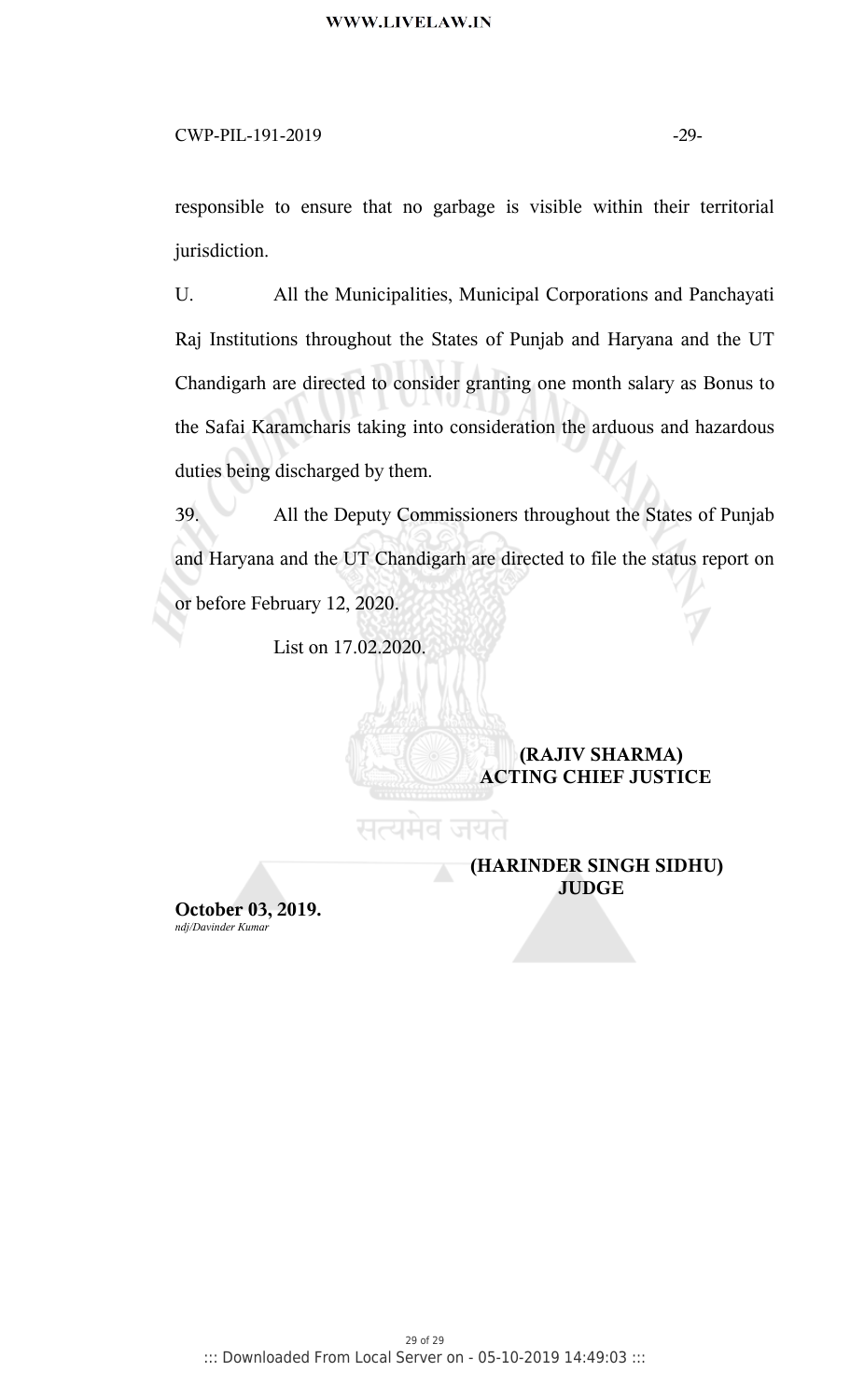responsible to ensure that no garbage is visible within their territorial jurisdiction.

U. All the Municipalities, Municipal Corporations and Panchayati Raj Institutions throughout the States of Punjab and Haryana and the UT Chandigarh are directed to consider granting one month salary as Bonus to the Safai Karamcharis taking into consideration the arduous and hazardous duties being discharged by them.

39. All the Deputy Commissioners throughout the States of Punjab and Haryana and the UT Chandigarh are directed to file the status report on or before February 12, 2020.

List on 17.02.2020.

**(RAJIV SHARMA)**
**ACTING CHIEF JUSTICE**

**(HARINDER SINGH SIDHU)**
**JUDGE**

**October 03, 2019.**
*ndj/Davinder Kumar*